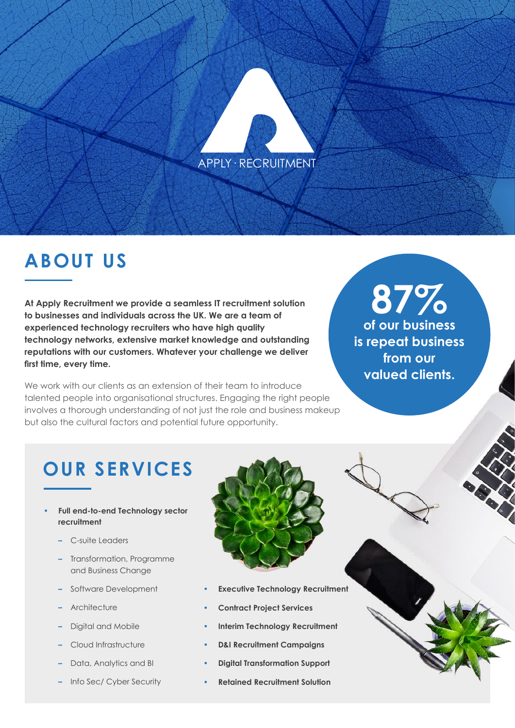APPLY · RECRUITMENT

## ABOUT US

**At Apply Recruitment we provide a seamless IT recruitment solution to businesses and individuals across the UK. We are a team of experienced technology recruiters who have high quality technology networks, extensive market knowledge and outstanding reputations with our customers. Whatever your challenge we deliver first time, every time.**

We work with our clients as an extension of their team to introduce talented people into organisational structures. Engaging the right people involves a thorough understanding of not just the role and business makeup but also the cultural factors and potential future opportunity.

**87%**
**of our business is repeat business from our valued clients.**

## OUR SERVICES

- **Full end-to-end Technology sector recruitment**
  - C-suite Leaders
  - Transformation, Programme and Business Change
  - Software Development
  - Architecture
  - Digital and Mobile
  - Cloud Infrastructure
  - Data, Analytics and BI
  - Info Sec/ Cyber Security
- **Executive Technology Recruitment**
- **Contract Project Services**
- **Interim Technology Recruitment**
- **D&I Recruitment Campaigns**
- **Digital Transformation Support**
- **Retained Recruitment Solution**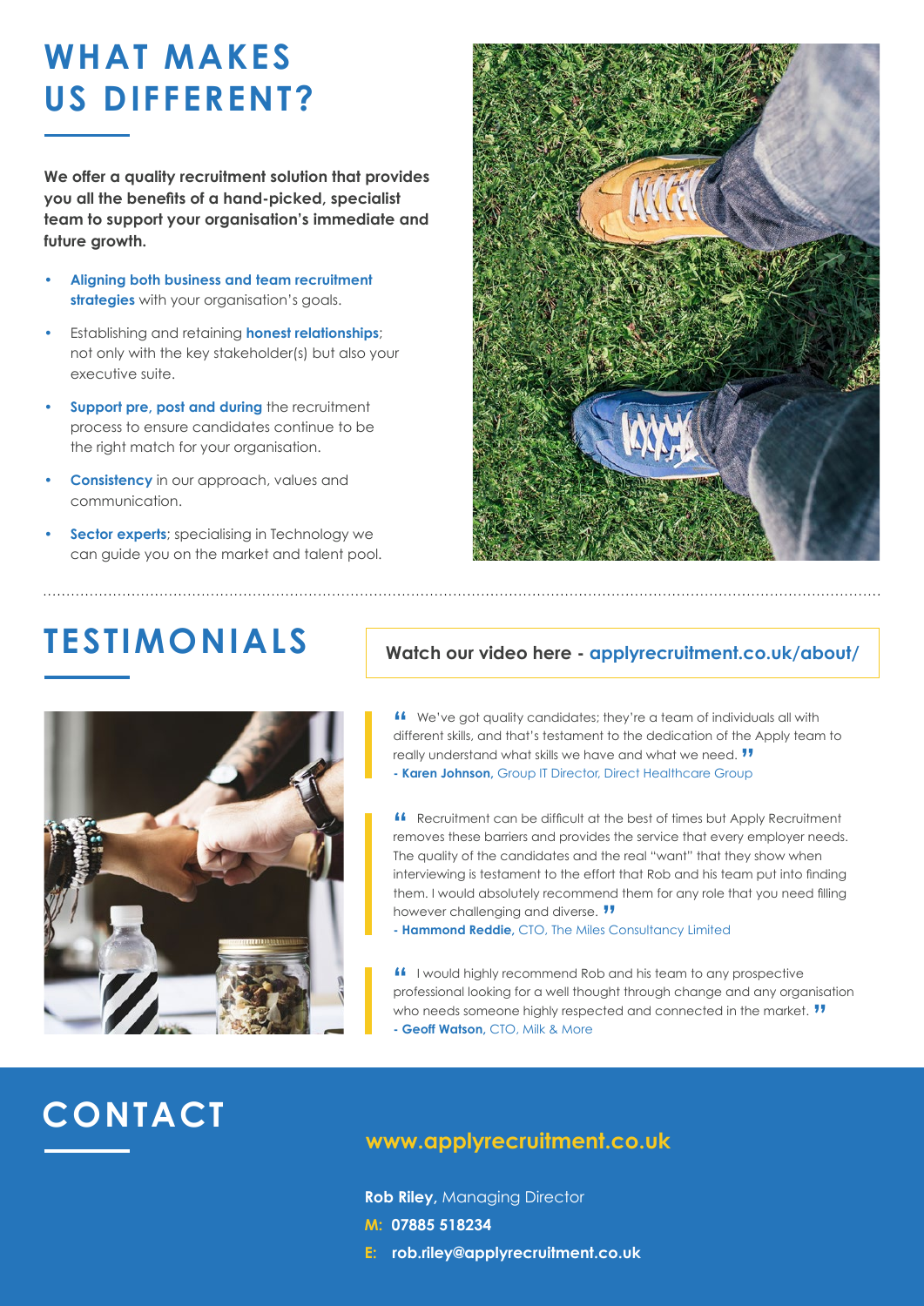# WHAT MAKES US DIFFERENT?

**We offer a quality recruitment solution that provides you all the benefits of a hand-picked, specialist team to support your organisation's immediate and future growth.**

- **Aligning both business and team recruitment strategies** with your organisation's goals.
- Establishing and retaining **honest relationships**; not only with the key stakeholder(s) but also your executive suite.
- **Support pre, post and during** the recruitment process to ensure candidates continue to be the right match for your organisation.
- **Consistency** in our approach, values and communication.
- **Sector experts**; specialising in Technology we can guide you on the market and talent pool.

# TESTIMONIALS

**Watch our video here - applyrecruitment.co.uk/about/**

" We've got quality candidates; they're a team of individuals all with different skills, and that's testament to the dedication of the Apply team to really understand what skills we have and what we need. "
**- Karen Johnson,** Group IT Director, Direct Healthcare Group

" Recruitment can be difficult at the best of times but Apply Recruitment removes these barriers and provides the service that every employer needs. The quality of the candidates and the real "want" that they show when interviewing is testament to the effort that Rob and his team put into finding them. I would absolutely recommend them for any role that you need filling however challenging and diverse. "
**- Hammond Reddie,** CTO, The Miles Consultancy Limited

" I would highly recommend Rob and his team to any prospective professional looking for a well thought through change and any organisation who needs someone highly respected and connected in the market. "
**- Geoff Watson,** CTO, Milk & More

# CONTACT

**www.applyrecruitment.co.uk**

**Rob Riley,** Managing Director

**M: 07885 518234**

**E: rob.riley@applyrecruitment.co.uk**